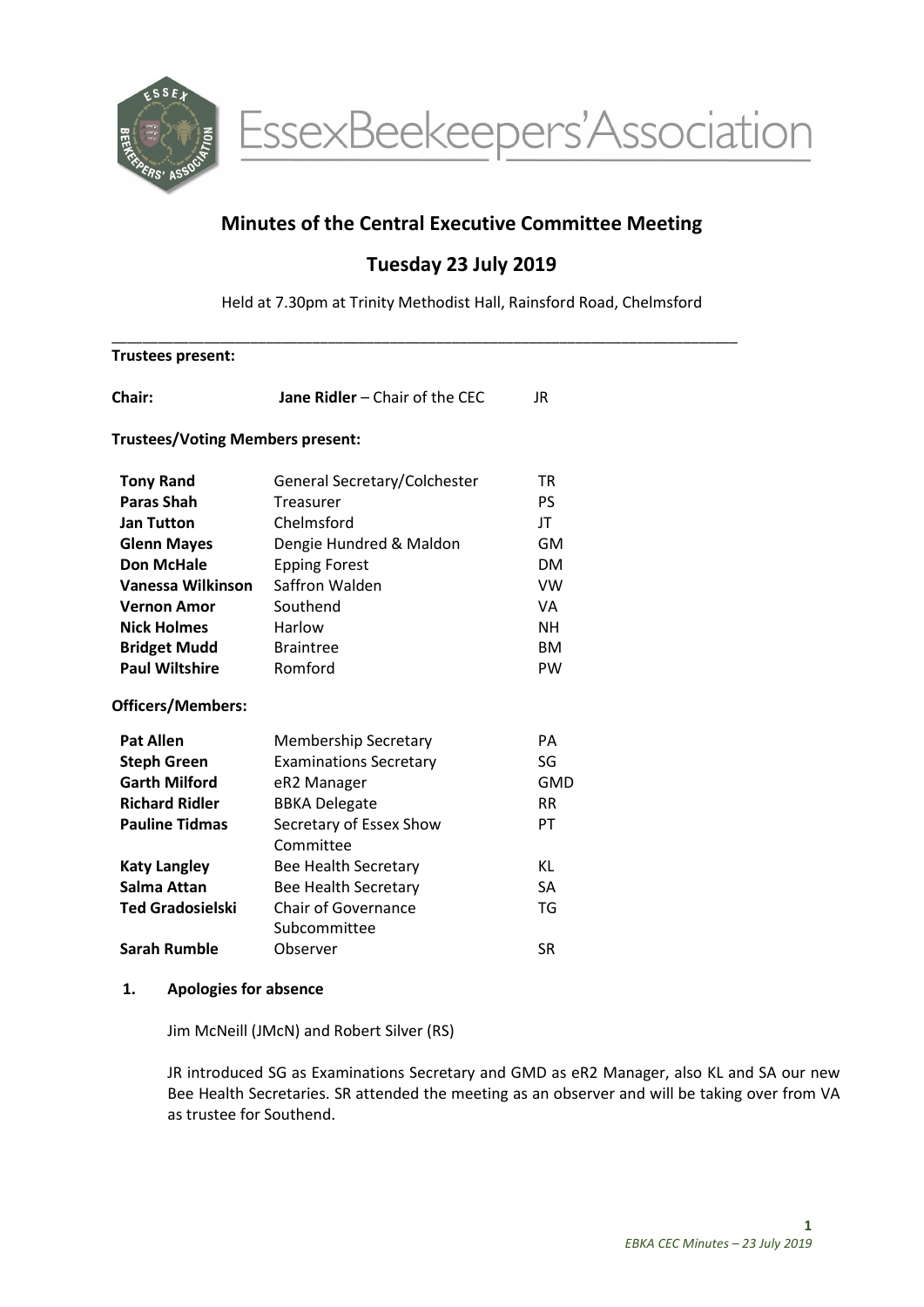EssexBeekeepers'Association

# Minutes of the Central Executive Committee Meeting

## Tuesday 23 July 2019

Held at 7.30pm at Trinity Methodist Hall, Rainsford Road, Chelmsford

---

**Trustees present:**

| | | |
|---|---|---|
| **Chair:** | **Jane Ridler** – Chair of the CEC | JR |

**Trustees/Voting Members present:**

| | | |
|---|---|---|
| **Tony Rand** | General Secretary/Colchester | TR |
| **Paras Shah** | Treasurer | PS |
| **Jan Tutton** | Chelmsford | JT |
| **Glenn Mayes** | Dengie Hundred & Maldon | GM |
| **Don McHale** | Epping Forest | DM |
| **Vanessa Wilkinson** | Saffron Walden | VW |
| **Vernon Amor** | Southend | VA |
| **Nick Holmes** | Harlow | NH |
| **Bridget Mudd** | Braintree | BM |
| **Paul Wiltshire** | Romford | PW |

**Officers/Members:**

| | | |
|---|---|---|
| **Pat Allen** | Membership Secretary | PA |
| **Steph Green** | Examinations Secretary | SG |
| **Garth Milford** | eR2 Manager | GMD |
| **Richard Ridler** | BBKA Delegate | RR |
| **Pauline Tidmas** | Secretary of Essex Show Committee | PT |
| **Katy Langley** | Bee Health Secretary | KL |
| **Salma Attan** | Bee Health Secretary | SA |
| **Ted Gradosielski** | Chair of Governance Subcommittee | TG |
| **Sarah Rumble** | Observer | SR |

**1. Apologies for absence**

Jim McNeill (JMcN) and Robert Silver (RS)

JR introduced SG as Examinations Secretary and GMD as eR2 Manager, also KL and SA our new Bee Health Secretaries. SR attended the meeting as an observer and will be taking over from VA as trustee for Southend.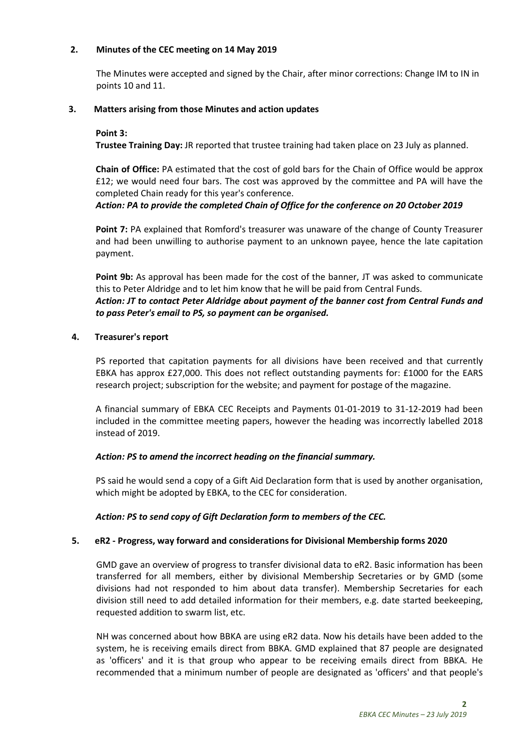## 2. Minutes of the CEC meeting on 14 May 2019

The Minutes were accepted and signed by the Chair, after minor corrections: Change IM to IN in points 10 and 11.

## 3. Matters arising from those Minutes and action updates

**Point 3:**

**Trustee Training Day:** JR reported that trustee training had taken place on 23 July as planned.

**Chain of Office:** PA estimated that the cost of gold bars for the Chain of Office would be approx £12; we would need four bars. The cost was approved by the committee and PA will have the completed Chain ready for this year's conference.

***Action: PA to provide the completed Chain of Office for the conference on 20 October 2019***

**Point 7:** PA explained that Romford's treasurer was unaware of the change of County Treasurer and had been unwilling to authorise payment to an unknown payee, hence the late capitation payment.

**Point 9b:** As approval has been made for the cost of the banner, JT was asked to communicate this to Peter Aldridge and to let him know that he will be paid from Central Funds.

***Action: JT to contact Peter Aldridge about payment of the banner cost from Central Funds and to pass Peter's email to PS, so payment can be organised.***

## 4. Treasurer's report

PS reported that capitation payments for all divisions have been received and that currently EBKA has approx £27,000. This does not reflect outstanding payments for: £1000 for the EARS research project; subscription for the website; and payment for postage of the magazine.

A financial summary of EBKA CEC Receipts and Payments 01-01-2019 to 31-12-2019 had been included in the committee meeting papers, however the heading was incorrectly labelled 2018 instead of 2019.

***Action: PS to amend the incorrect heading on the financial summary.***

PS said he would send a copy of a Gift Aid Declaration form that is used by another organisation, which might be adopted by EBKA, to the CEC for consideration.

***Action: PS to send copy of Gift Declaration form to members of the CEC.***

## 5. eR2 - Progress, way forward and considerations for Divisional Membership forms 2020

GMD gave an overview of progress to transfer divisional data to eR2. Basic information has been transferred for all members, either by divisional Membership Secretaries or by GMD (some divisions had not responded to him about data transfer). Membership Secretaries for each division still need to add detailed information for their members, e.g. date started beekeeping, requested addition to swarm list, etc.

NH was concerned about how BBKA are using eR2 data. Now his details have been added to the system, he is receiving emails direct from BBKA. GMD explained that 87 people are designated as 'officers' and it is that group who appear to be receiving emails direct from BBKA. He recommended that a minimum number of people are designated as 'officers' and that people's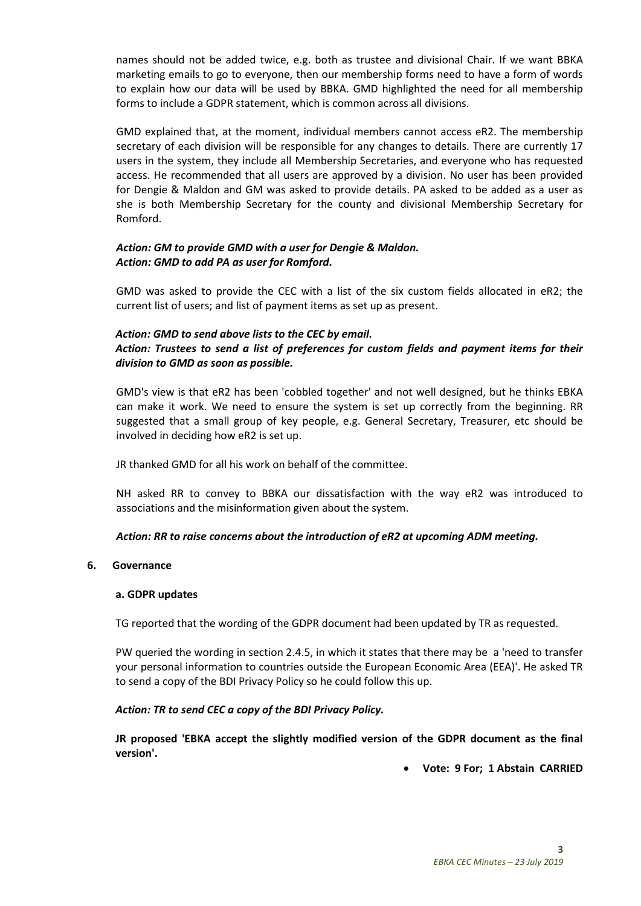names should not be added twice, e.g. both as trustee and divisional Chair. If we want BBKA marketing emails to go to everyone, then our membership forms need to have a form of words to explain how our data will be used by BBKA. GMD highlighted the need for all membership forms to include a GDPR statement, which is common across all divisions.

GMD explained that, at the moment, individual members cannot access eR2. The membership secretary of each division will be responsible for any changes to details. There are currently 17 users in the system, they include all Membership Secretaries, and everyone who has requested access. He recommended that all users are approved by a division. No user has been provided for Dengie & Maldon and GM was asked to provide details. PA asked to be added as a user as she is both Membership Secretary for the county and divisional Membership Secretary for Romford.

***Action: GM to provide GMD with a user for Dengie & Maldon.***
***Action: GMD to add PA as user for Romford.***

GMD was asked to provide the CEC with a list of the six custom fields allocated in eR2; the current list of users; and list of payment items as set up as present.

***Action: GMD to send above lists to the CEC by email.***
***Action: Trustees to send a list of preferences for custom fields and payment items for their division to GMD as soon as possible.***

GMD's view is that eR2 has been 'cobbled together' and not well designed, but he thinks EBKA can make it work. We need to ensure the system is set up correctly from the beginning. RR suggested that a small group of key people, e.g. General Secretary, Treasurer, etc should be involved in deciding how eR2 is set up.

JR thanked GMD for all his work on behalf of the committee.

NH asked RR to convey to BBKA our dissatisfaction with the way eR2 was introduced to associations and the misinformation given about the system.

***Action: RR to raise concerns about the introduction of eR2 at upcoming ADM meeting.***

**6. Governance**

**a. GDPR updates**

TG reported that the wording of the GDPR document had been updated by TR as requested.

PW queried the wording in section 2.4.5, in which it states that there may be a 'need to transfer your personal information to countries outside the European Economic Area (EEA)'. He asked TR to send a copy of the BDI Privacy Policy so he could follow this up.

***Action: TR to send CEC a copy of the BDI Privacy Policy.***

**JR proposed 'EBKA accept the slightly modified version of the GDPR document as the final version'.**

- **Vote: 9 For; 1 Abstain CARRIED**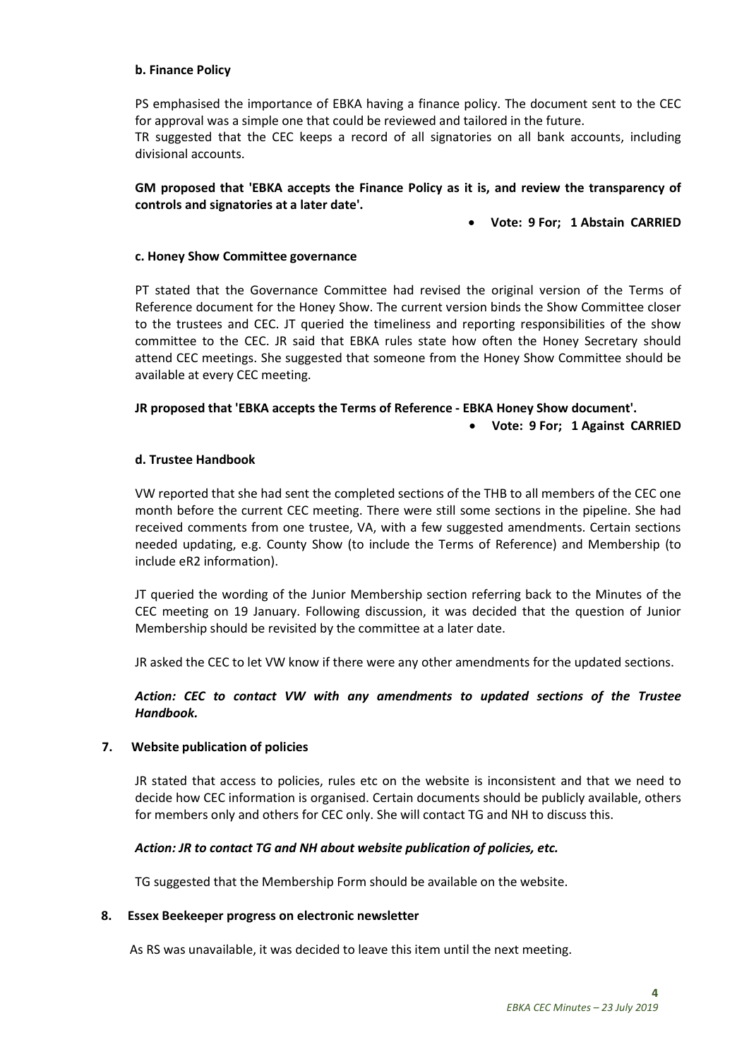**b. Finance Policy**

PS emphasised the importance of EBKA having a finance policy. The document sent to the CEC for approval was a simple one that could be reviewed and tailored in the future.
TR suggested that the CEC keeps a record of all signatories on all bank accounts, including divisional accounts.

**GM proposed that 'EBKA accepts the Finance Policy as it is, and review the transparency of controls and signatories at a later date'.**

- **Vote: 9 For; 1 Abstain CARRIED**

**c. Honey Show Committee governance**

PT stated that the Governance Committee had revised the original version of the Terms of Reference document for the Honey Show. The current version binds the Show Committee closer to the trustees and CEC. JT queried the timeliness and reporting responsibilities of the show committee to the CEC. JR said that EBKA rules state how often the Honey Secretary should attend CEC meetings. She suggested that someone from the Honey Show Committee should be available at every CEC meeting.

**JR proposed that 'EBKA accepts the Terms of Reference - EBKA Honey Show document'.**

- **Vote: 9 For; 1 Against CARRIED**

**d. Trustee Handbook**

VW reported that she had sent the completed sections of the THB to all members of the CEC one month before the current CEC meeting. There were still some sections in the pipeline. She had received comments from one trustee, VA, with a few suggested amendments. Certain sections needed updating, e.g. County Show (to include the Terms of Reference) and Membership (to include eR2 information).

JT queried the wording of the Junior Membership section referring back to the Minutes of the CEC meeting on 19 January. Following discussion, it was decided that the question of Junior Membership should be revisited by the committee at a later date.

JR asked the CEC to let VW know if there were any other amendments for the updated sections.

***Action: CEC to contact VW with any amendments to updated sections of the Trustee Handbook.***

**7. Website publication of policies**

JR stated that access to policies, rules etc on the website is inconsistent and that we need to decide how CEC information is organised. Certain documents should be publicly available, others for members only and others for CEC only. She will contact TG and NH to discuss this.

***Action: JR to contact TG and NH about website publication of policies, etc.***

TG suggested that the Membership Form should be available on the website.

**8. Essex Beekeeper progress on electronic newsletter**

As RS was unavailable, it was decided to leave this item until the next meeting.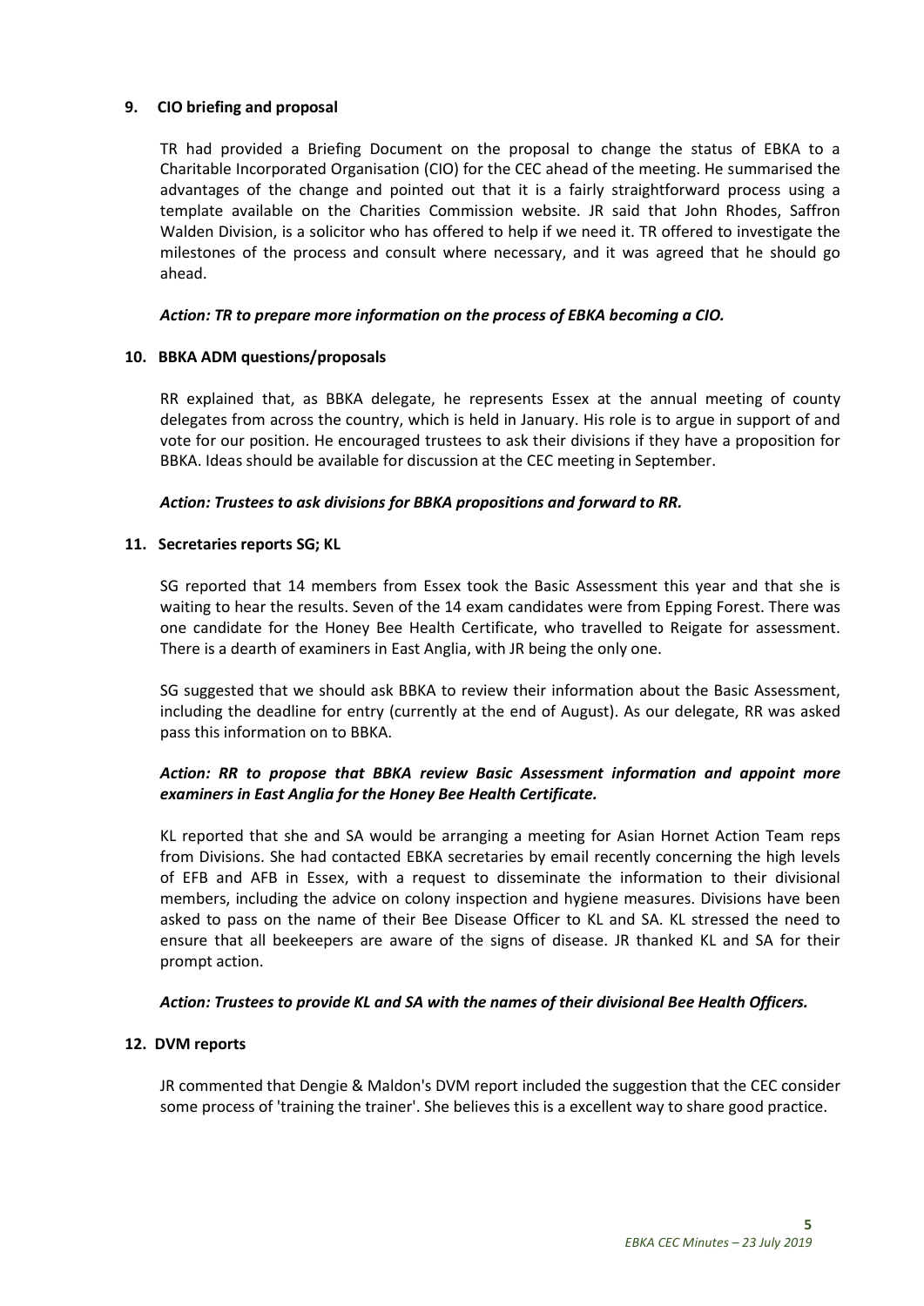## 9. CIO briefing and proposal

TR had provided a Briefing Document on the proposal to change the status of EBKA to a Charitable Incorporated Organisation (CIO) for the CEC ahead of the meeting. He summarised the advantages of the change and pointed out that it is a fairly straightforward process using a template available on the Charities Commission website. JR said that John Rhodes, Saffron Walden Division, is a solicitor who has offered to help if we need it. TR offered to investigate the milestones of the process and consult where necessary, and it was agreed that he should go ahead.

***Action: TR to prepare more information on the process of EBKA becoming a CIO.***

## 10. BBKA ADM questions/proposals

RR explained that, as BBKA delegate, he represents Essex at the annual meeting of county delegates from across the country, which is held in January. His role is to argue in support of and vote for our position. He encouraged trustees to ask their divisions if they have a proposition for BBKA. Ideas should be available for discussion at the CEC meeting in September.

***Action: Trustees to ask divisions for BBKA propositions and forward to RR.***

## 11. Secretaries reports SG; KL

SG reported that 14 members from Essex took the Basic Assessment this year and that she is waiting to hear the results. Seven of the 14 exam candidates were from Epping Forest. There was one candidate for the Honey Bee Health Certificate, who travelled to Reigate for assessment. There is a dearth of examiners in East Anglia, with JR being the only one.

SG suggested that we should ask BBKA to review their information about the Basic Assessment, including the deadline for entry (currently at the end of August). As our delegate, RR was asked pass this information on to BBKA.

***Action: RR to propose that BBKA review Basic Assessment information and appoint more examiners in East Anglia for the Honey Bee Health Certificate.***

KL reported that she and SA would be arranging a meeting for Asian Hornet Action Team reps from Divisions. She had contacted EBKA secretaries by email recently concerning the high levels of EFB and AFB in Essex, with a request to disseminate the information to their divisional members, including the advice on colony inspection and hygiene measures. Divisions have been asked to pass on the name of their Bee Disease Officer to KL and SA. KL stressed the need to ensure that all beekeepers are aware of the signs of disease. JR thanked KL and SA for their prompt action.

***Action: Trustees to provide KL and SA with the names of their divisional Bee Health Officers.***

## 12. DVM reports

JR commented that Dengie & Maldon's DVM report included the suggestion that the CEC consider some process of 'training the trainer'. She believes this is a excellent way to share good practice.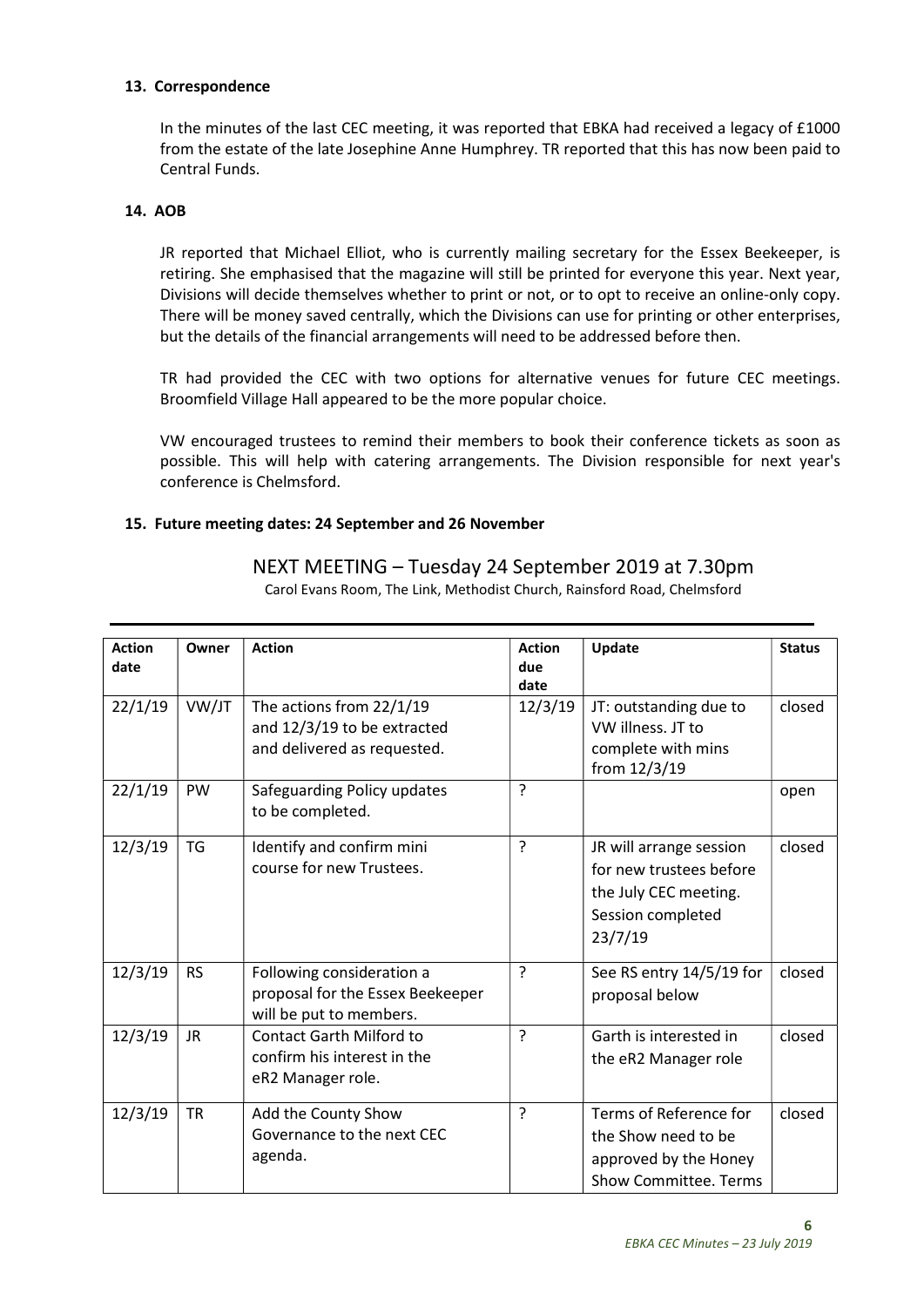### 13. Correspondence

In the minutes of the last CEC meeting, it was reported that EBKA had received a legacy of £1000 from the estate of the late Josephine Anne Humphrey. TR reported that this has now been paid to Central Funds.

### 14. AOB

JR reported that Michael Elliot, who is currently mailing secretary for the Essex Beekeeper, is retiring. She emphasised that the magazine will still be printed for everyone this year. Next year, Divisions will decide themselves whether to print or not, or to opt to receive an online-only copy. There will be money saved centrally, which the Divisions can use for printing or other enterprises, but the details of the financial arrangements will need to be addressed before then.

TR had provided the CEC with two options for alternative venues for future CEC meetings. Broomfield Village Hall appeared to be the more popular choice.

VW encouraged trustees to remind their members to book their conference tickets as soon as possible. This will help with catering arrangements. The Division responsible for next year's conference is Chelmsford.

### 15. Future meeting dates: 24 September and 26 November

## NEXT MEETING – Tuesday 24 September 2019 at 7.30pm

Carol Evans Room, The Link, Methodist Church, Rainsford Road, Chelmsford

| Action date | Owner | Action | Action due date | Update | Status |
|---|---|---|---|---|---|
| 22/1/19 | VW/JT | The actions from 22/1/19 and 12/3/19 to be extracted and delivered as requested. | 12/3/19 | JT: outstanding due to VW illness. JT to complete with mins from 12/3/19 | closed |
| 22/1/19 | PW | Safeguarding Policy updates to be completed. | ? | | open |
| 12/3/19 | TG | Identify and confirm mini course for new Trustees. | ? | JR will arrange session for new trustees before the July CEC meeting. Session completed 23/7/19 | closed |
| 12/3/19 | RS | Following consideration a proposal for the Essex Beekeeper will be put to members. | ? | See RS entry 14/5/19 for proposal below | closed |
| 12/3/19 | JR | Contact Garth Milford to confirm his interest in the eR2 Manager role. | ? | Garth is interested in the eR2 Manager role | closed |
| 12/3/19 | TR | Add the County Show Governance to the next CEC agenda. | ? | Terms of Reference for the Show need to be approved by the Honey Show Committee. Terms | closed |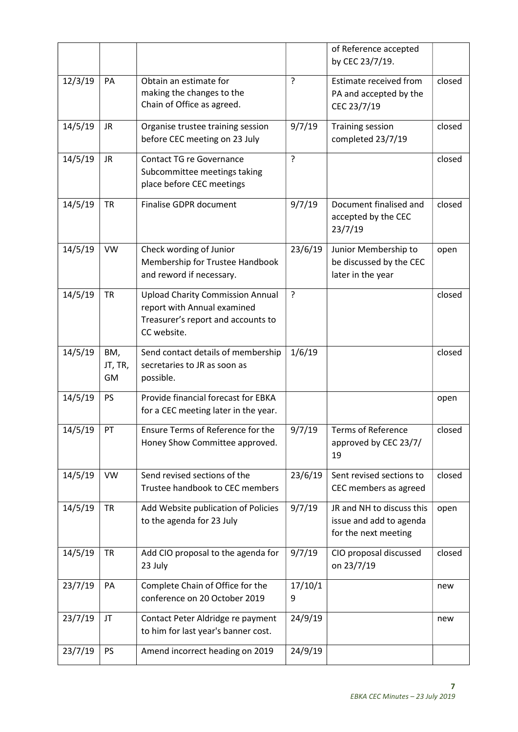| | | | | | |
|---|---|---|---|---|---|
| | | | | of Reference accepted by CEC 23/7/19. | |
| 12/3/19 | PA | Obtain an estimate for making the changes to the Chain of Office as agreed. | ? | Estimate received from PA and accepted by the CEC 23/7/19 | closed |
| 14/5/19 | JR | Organise trustee training session before CEC meeting on 23 July | 9/7/19 | Training session completed 23/7/19 | closed |
| 14/5/19 | JR | Contact TG re Governance Subcommittee meetings taking place before CEC meetings | ? | | closed |
| 14/5/19 | TR | Finalise GDPR document | 9/7/19 | Document finalised and accepted by the CEC 23/7/19 | closed |
| 14/5/19 | VW | Check wording of Junior Membership for Trustee Handbook and reword if necessary. | 23/6/19 | Junior Membership to be discussed by the CEC later in the year | open |
| 14/5/19 | TR | Upload Charity Commission Annual report with Annual examined Treasurer's report and accounts to CC website. | ? | | closed |
| 14/5/19 | BM, JT, TR, GM | Send contact details of membership secretaries to JR as soon as possible. | 1/6/19 | | closed |
| 14/5/19 | PS | Provide financial forecast for EBKA for a CEC meeting later in the year. | | | open |
| 14/5/19 | PT | Ensure Terms of Reference for the Honey Show Committee approved. | 9/7/19 | Terms of Reference approved by CEC 23/7/19 | closed |
| 14/5/19 | VW | Send revised sections of the Trustee handbook to CEC members | 23/6/19 | Sent revised sections to CEC members as agreed | closed |
| 14/5/19 | TR | Add Website publication of Policies to the agenda for 23 July | 9/7/19 | JR and NH to discuss this issue and add to agenda for the next meeting | open |
| 14/5/19 | TR | Add CIO proposal to the agenda for 23 July | 9/7/19 | CIO proposal discussed on 23/7/19 | closed |
| 23/7/19 | PA | Complete Chain of Office for the conference on 20 October 2019 | 17/10/19 | | new |
| 23/7/19 | JT | Contact Peter Aldridge re payment to him for last year's banner cost. | 24/9/19 | | new |
| 23/7/19 | PS | Amend incorrect heading on 2019 | 24/9/19 | | |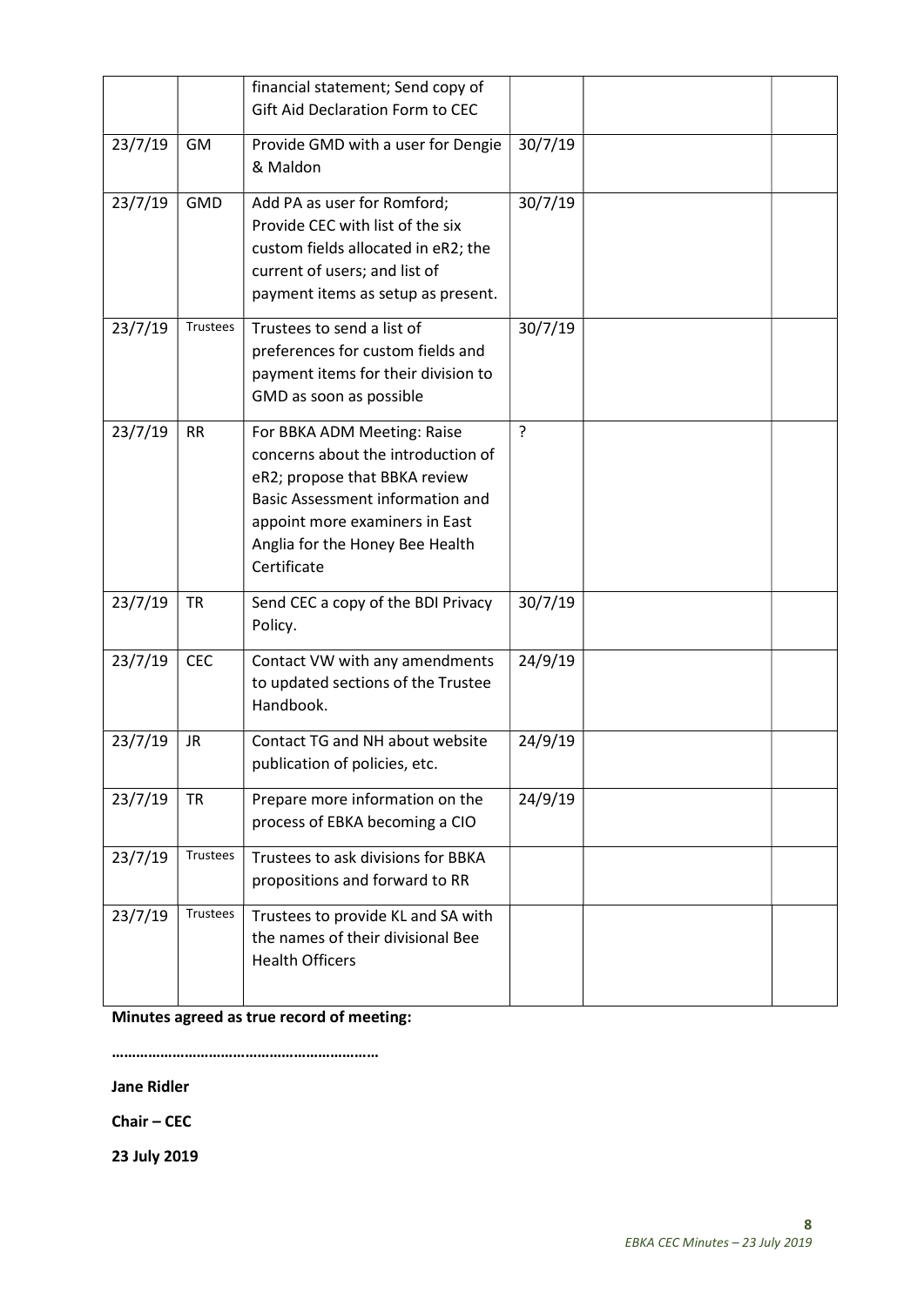| | | | | | |
|---|---|---|---|---|---|
| | | financial statement; Send copy of Gift Aid Declaration Form to CEC | | | |
| 23/7/19 | GM | Provide GMD with a user for Dengie & Maldon | 30/7/19 | | |
| 23/7/19 | GMD | Add PA as user for Romford; Provide CEC with list of the six custom fields allocated in eR2; the current of users; and list of payment items as setup as present. | 30/7/19 | | |
| 23/7/19 | Trustees | Trustees to send a list of preferences for custom fields and payment items for their division to GMD as soon as possible | 30/7/19 | | |
| 23/7/19 | RR | For BBKA ADM Meeting: Raise concerns about the introduction of eR2; propose that BBKA review Basic Assessment information and appoint more examiners in East Anglia for the Honey Bee Health Certificate | ? | | |
| 23/7/19 | TR | Send CEC a copy of the BDI Privacy Policy. | 30/7/19 | | |
| 23/7/19 | CEC | Contact VW with any amendments to updated sections of the Trustee Handbook. | 24/9/19 | | |
| 23/7/19 | JR | Contact TG and NH about website publication of policies, etc. | 24/9/19 | | |
| 23/7/19 | TR | Prepare more information on the process of EBKA becoming a CIO | 24/9/19 | | |
| 23/7/19 | Trustees | Trustees to ask divisions for BBKA propositions and forward to RR | | | |
| 23/7/19 | Trustees | Trustees to provide KL and SA with the names of their divisional Bee Health Officers | | | |

**Minutes agreed as true record of meeting:**

**……………………………………………………….**

**Jane Ridler**

**Chair – CEC**

**23 July 2019**